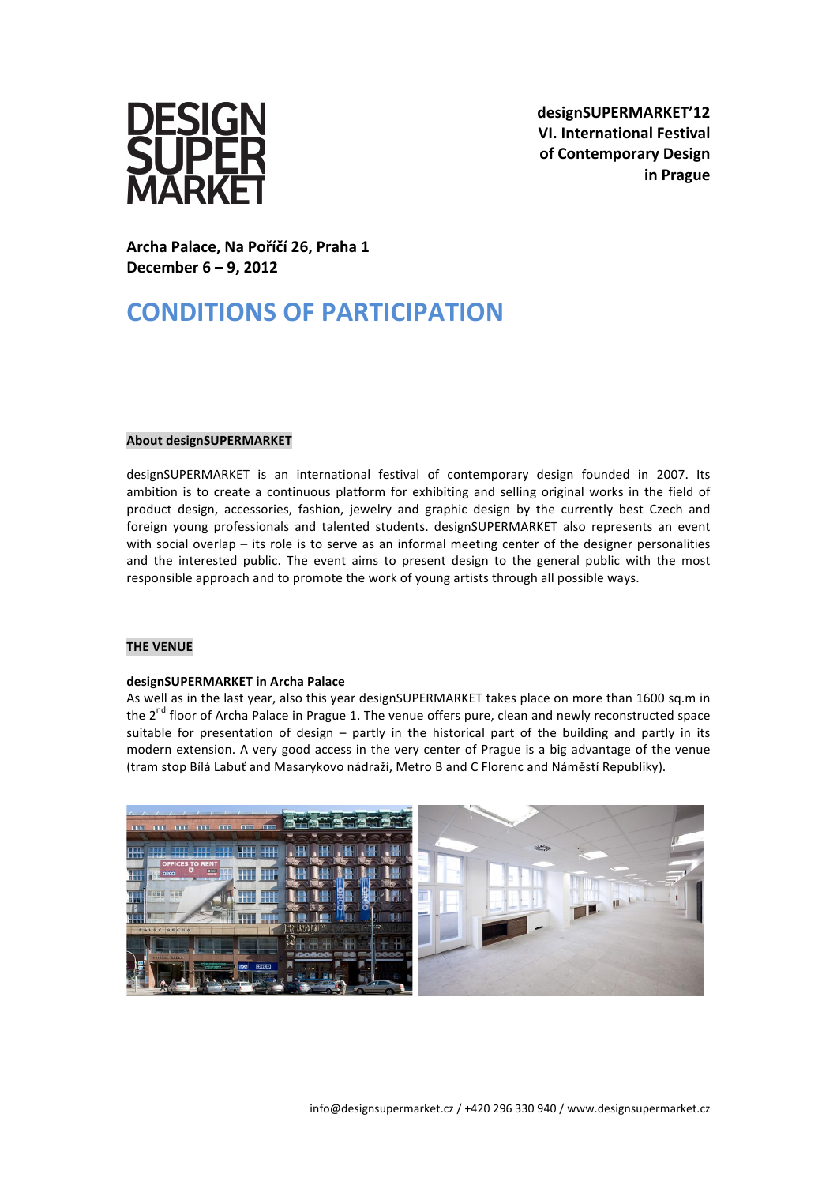# DESIGN SUPER MARKET

**designSUPERMARKET'12**
**VI. International Festival of Contemporary Design in Prague**

**Archa Palace, Na Poříčí 26, Praha 1**
**December 6 – 9, 2012**

# CONDITIONS OF PARTICIPATION

## About designSUPERMARKET

designSUPERMARKET is an international festival of contemporary design founded in 2007. Its ambition is to create a continuous platform for exhibiting and selling original works in the field of product design, accessories, fashion, jewelry and graphic design by the currently best Czech and foreign young professionals and talented students. designSUPERMARKET also represents an event with social overlap – its role is to serve as an informal meeting center of the designer personalities and the interested public. The event aims to present design to the general public with the most responsible approach and to promote the work of young artists through all possible ways.

## THE VENUE

### designSUPERMARKET in Archa Palace

As well as in the last year, also this year designSUPERMARKET takes place on more than 1600 sq.m in the 2nd floor of Archa Palace in Prague 1. The venue offers pure, clean and newly reconstructed space suitable for presentation of design – partly in the historical part of the building and partly in its modern extension. A very good access in the very center of Prague is a big advantage of the venue (tram stop Bílá Labuť and Masarykovo nádraží, Metro B and C Florenc and Náměstí Republiky).

info@designsupermarket.cz / +420 296 330 940 / www.designsupermarket.cz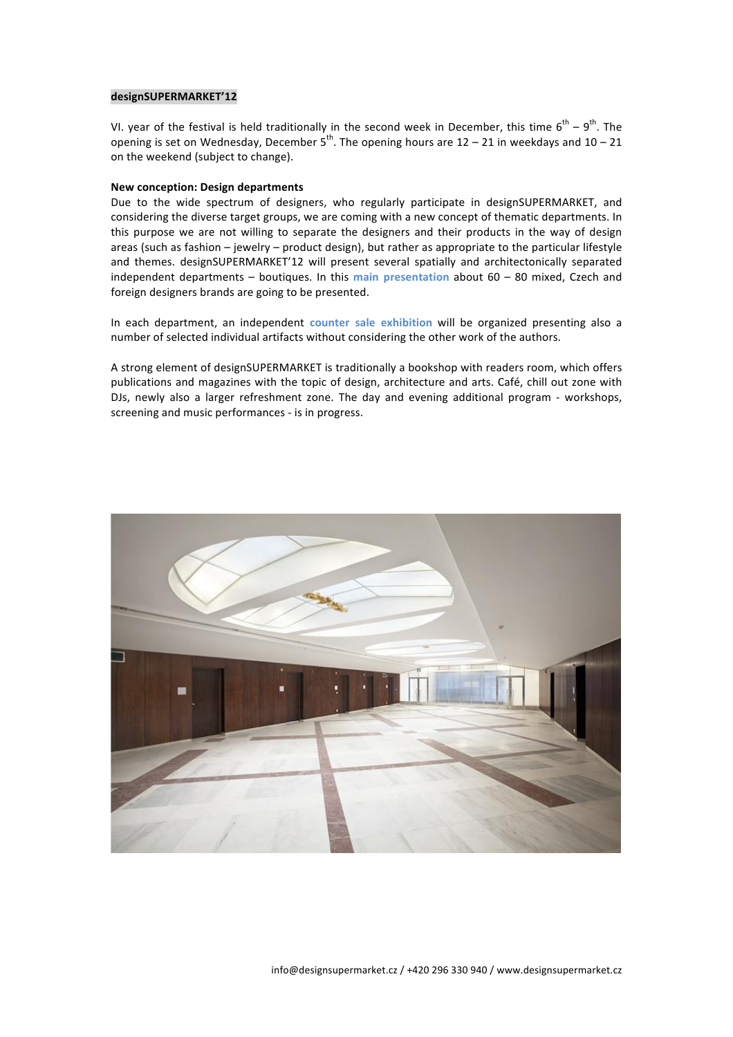**designSUPERMARKET'12**

VI. year of the festival is held traditionally in the second week in December, this time $6^{th}$ – $9^{th}$. The opening is set on Wednesday, December $5^{th}$. The opening hours are 12 – 21 in weekdays and 10 – 21 on the weekend (subject to change).

**New conception: Design departments**

Due to the wide spectrum of designers, who regularly participate in designSUPERMARKET, and considering the diverse target groups, we are coming with a new concept of thematic departments. In this purpose we are not willing to separate the designers and their products in the way of design areas (such as fashion – jewelry – product design), but rather as appropriate to the particular lifestyle and themes. designSUPERMARKET'12 will present several spatially and architectonically separated independent departments – boutiques. In this **main presentation** about 60 – 80 mixed, Czech and foreign designers brands are going to be presented.

In each department, an independent **counter sale exhibition** will be organized presenting also a number of selected individual artifacts without considering the other work of the authors.

A strong element of designSUPERMARKET is traditionally a bookshop with readers room, which offers publications and magazines with the topic of design, architecture and arts. Café, chill out zone with DJs, newly also a larger refreshment zone. The day and evening additional program - workshops, screening and music performances - is in progress.

info@designsupermarket.cz / +420 296 330 940 / www.designsupermarket.cz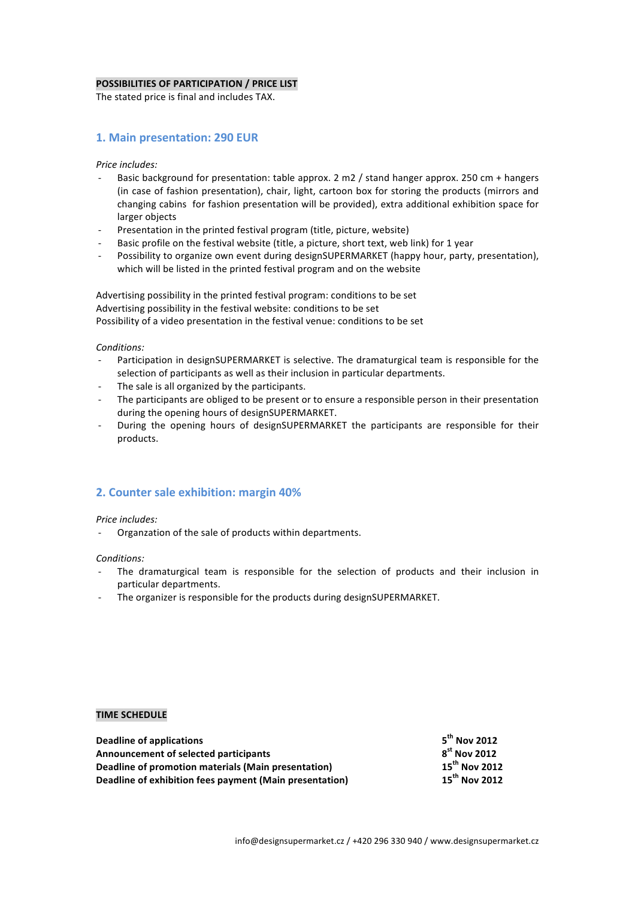**POSSIBILITIES OF PARTICIPATION / PRICE LIST**

The stated price is final and includes TAX.

## 1. Main presentation: 290 EUR

*Price includes:*

- Basic background for presentation: table approx. 2 m2 / stand hanger approx. 250 cm + hangers (in case of fashion presentation), chair, light, cartoon box for storing the products (mirrors and changing cabins for fashion presentation will be provided), extra additional exhibition space for larger objects
- Presentation in the printed festival program (title, picture, website)
- Basic profile on the festival website (title, a picture, short text, web link) for 1 year
- Possibility to organize own event during designSUPERMARKET (happy hour, party, presentation), which will be listed in the printed festival program and on the website

Advertising possibility in the printed festival program: conditions to be set
Advertising possibility in the festival website: conditions to be set
Possibility of a video presentation in the festival venue: conditions to be set

*Conditions:*

- Participation in designSUPERMARKET is selective. The dramaturgical team is responsible for the selection of participants as well as their inclusion in particular departments.
- The sale is all organized by the participants.
- The participants are obliged to be present or to ensure a responsible person in their presentation during the opening hours of designSUPERMARKET.
- During the opening hours of designSUPERMARKET the participants are responsible for their products.

## 2. Counter sale exhibition: margin 40%

*Price includes:*

- Organzation of the sale of products within departments.

*Conditions:*

- The dramaturgical team is responsible for the selection of products and their inclusion in particular departments.
- The organizer is responsible for the products during designSUPERMARKET.

**TIME SCHEDULE**

| | |
|---|---|
| **Deadline of applications** | **5th Nov 2012** |
| **Announcement of selected participants** | **8st Nov 2012** |
| **Deadline of promotion materials (Main presentation)** | **15th Nov 2012** |
| **Deadline of exhibition fees payment (Main presentation)** | **15th Nov 2012** |

info@designsupermarket.cz / +420 296 330 940 / www.designsupermarket.cz